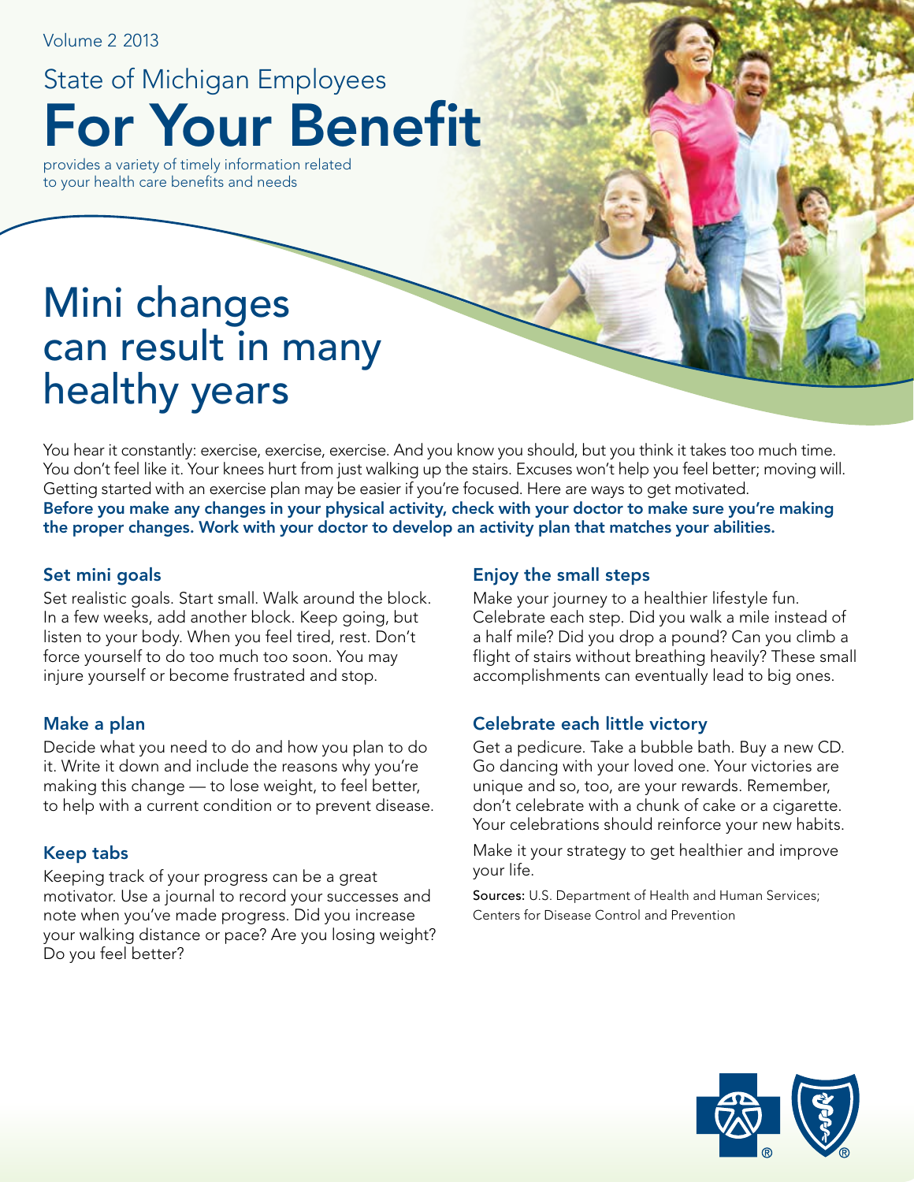Volume 2 2013

State of Michigan Employees

# For Your Benefit

provides a variety of timely information related to your health care benefits and needs

## Mini changes can result in many healthy years

You hear it constantly: exercise, exercise, exercise. And you know you should, but you think it takes too much time. You don't feel like it. Your knees hurt from just walking up the stairs. Excuses won't help you feel better; moving will. Getting started with an exercise plan may be easier if you're focused. Here are ways to get motivated.

**Before you make any changes in your physical activity, check with your doctor to make sure you're making the proper changes. Work with your doctor to develop an activity plan that matches your abilities.**

### Set mini goals

Set realistic goals. Start small. Walk around the block. In a few weeks, add another block. Keep going, but listen to your body. When you feel tired, rest. Don't force yourself to do too much too soon. You may injure yourself or become frustrated and stop.

### Make a plan

Decide what you need to do and how you plan to do it. Write it down and include the reasons why you're making this change — to lose weight, to feel better, to help with a current condition or to prevent disease.

### Keep tabs

Keeping track of your progress can be a great motivator. Use a journal to record your successes and note when you've made progress. Did you increase your walking distance or pace? Are you losing weight? Do you feel better?

### Enjoy the small steps

Make your journey to a healthier lifestyle fun. Celebrate each step. Did you walk a mile instead of a half mile? Did you drop a pound? Can you climb a flight of stairs without breathing heavily? These small accomplishments can eventually lead to big ones.

### Celebrate each little victory

Get a pedicure. Take a bubble bath. Buy a new CD. Go dancing with your loved one. Your victories are unique and so, too, are your rewards. Remember, don't celebrate with a chunk of cake or a cigarette. Your celebrations should reinforce your new habits.

Make it your strategy to get healthier and improve your life.

**Sources:** U.S. Department of Health and Human Services; Centers for Disease Control and Prevention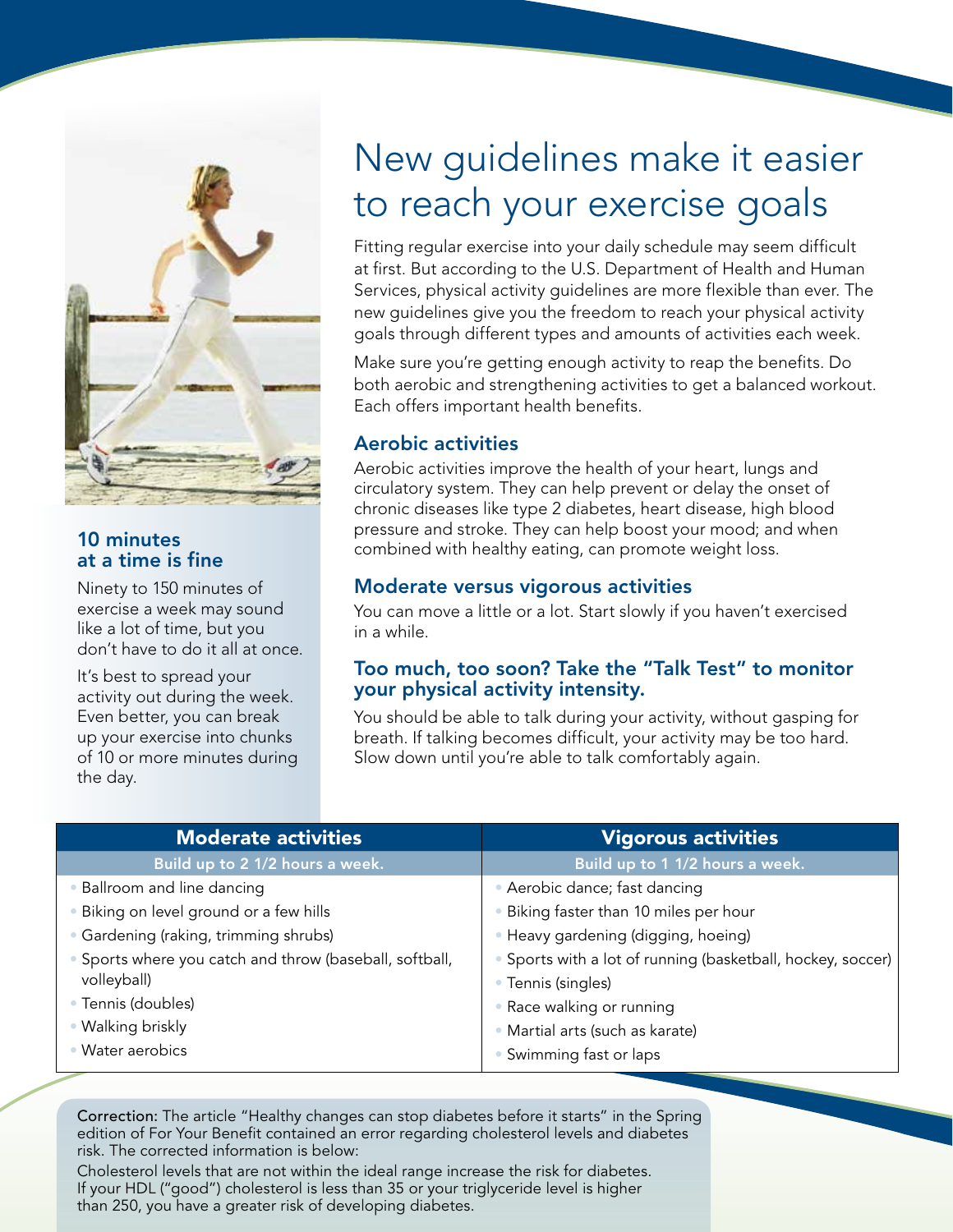# New guidelines make it easier to reach your exercise goals

Fitting regular exercise into your daily schedule may seem difficult at first. But according to the U.S. Department of Health and Human Services, physical activity guidelines are more flexible than ever. The new guidelines give you the freedom to reach your physical activity goals through different types and amounts of activities each week.

Make sure you're getting enough activity to reap the benefits. Do both aerobic and strengthening activities to get a balanced workout. Each offers important health benefits.

### Aerobic activities

Aerobic activities improve the health of your heart, lungs and circulatory system. They can help prevent or delay the onset of chronic diseases like type 2 diabetes, heart disease, high blood pressure and stroke. They can help boost your mood; and when combined with healthy eating, can promote weight loss.

### Moderate versus vigorous activities

You can move a little or a lot. Start slowly if you haven't exercised in a while.

### Too much, too soon? Take the "Talk Test" to monitor your physical activity intensity.

You should be able to talk during your activity, without gasping for breath. If talking becomes difficult, your activity may be too hard. Slow down until you're able to talk comfortably again.

### 10 minutes at a time is fine

Ninety to 150 minutes of exercise a week may sound like a lot of time, but you don't have to do it all at once.

It's best to spread your activity out during the week. Even better, you can break up your exercise into chunks of 10 or more minutes during the day.

| Moderate activities | Vigorous activities |
|---|---|
| Build up to 2 1/2 hours a week. | Build up to 1 1/2 hours a week. |
| • Ballroom and line dancing | • Aerobic dance; fast dancing |
| • Biking on level ground or a few hills | • Biking faster than 10 miles per hour |
| • Gardening (raking, trimming shrubs) | • Heavy gardening (digging, hoeing) |
| • Sports where you catch and throw (baseball, softball, volleyball) | • Sports with a lot of running (basketball, hockey, soccer) |
| • Tennis (doubles) | • Tennis (singles) |
| • Walking briskly | • Race walking or running |
| • Water aerobics | • Martial arts (such as karate) |
| | • Swimming fast or laps |

**Correction:** The article "Healthy changes can stop diabetes before it starts" in the Spring edition of For Your Benefit contained an error regarding cholesterol levels and diabetes risk. The corrected information is below:

Cholesterol levels that are not within the ideal range increase the risk for diabetes. If your HDL ("good") cholesterol is less than 35 or your triglyceride level is higher than 250, you have a greater risk of developing diabetes.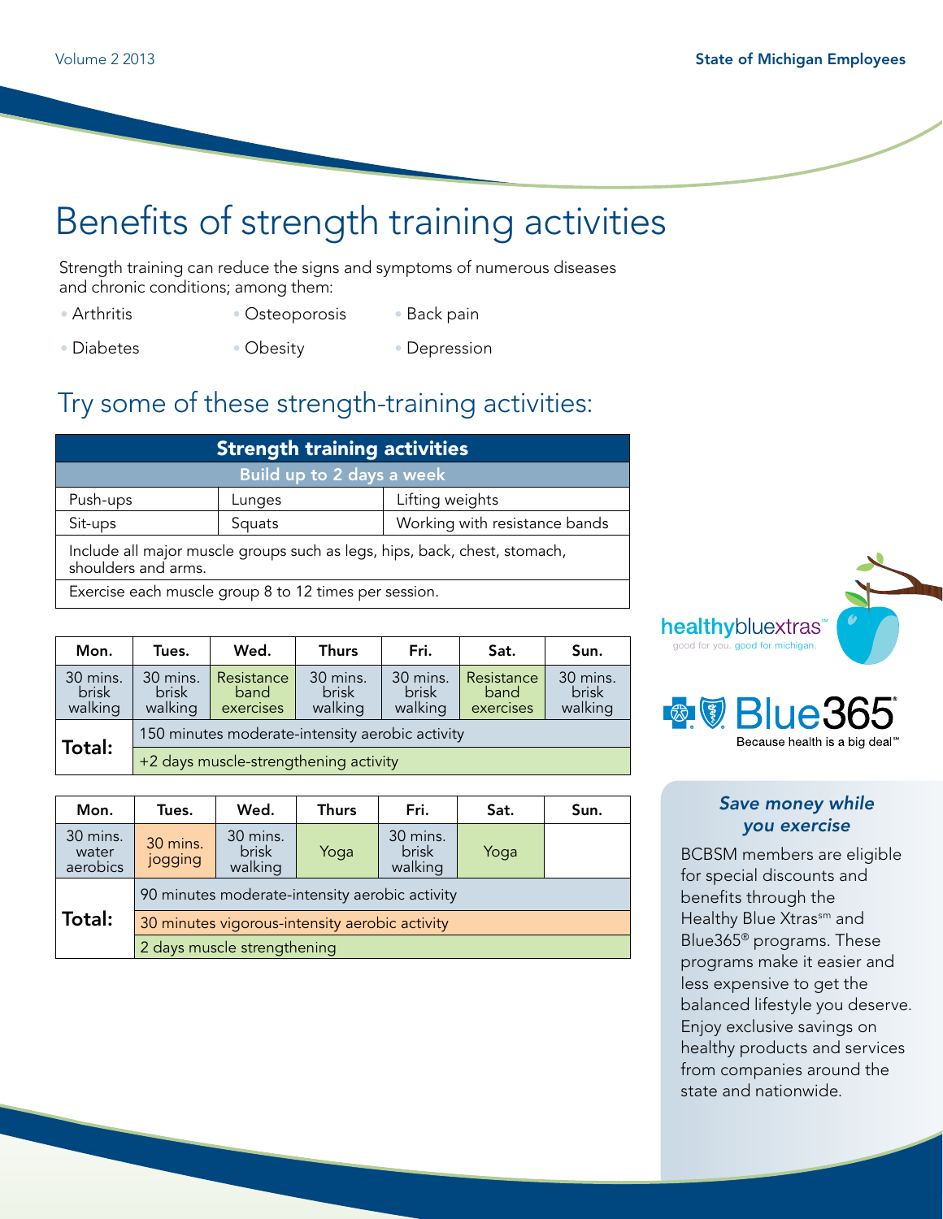# Benefits of strength training activities

Strength training can reduce the signs and symptoms of numerous diseases and chronic conditions; among them:

- Arthritis
- Osteoporosis
- Back pain
- Diabetes
- Obesity
- Depression

## Try some of these strength-training activities:

| Strength training activities | | |
|---|---|---|
| Build up to 2 days a week | | |
| Push-ups | Lunges | Lifting weights |
| Sit-ups | Squats | Working with resistance bands |
| Include all major muscle groups such as legs, hips, back, chest, stomach, shoulders and arms. | | |
| Exercise each muscle group 8 to 12 times per session. | | |

| Mon. | Tues. | Wed. | Thurs | Fri. | Sat. | Sun. |
|---|---|---|---|---|---|---|
| 30 mins. brisk walking | 30 mins. brisk walking | Resistance band exercises | 30 mins. brisk walking | 30 mins. brisk walking | Resistance band exercises | 30 mins. brisk walking |
| **Total:** | 150 minutes moderate-intensity aerobic activity | | | | | |
| | +2 days muscle-strengthening activity | | | | | |

| Mon. | Tues. | Wed. | Thurs | Fri. | Sat. | Sun. |
|---|---|---|---|---|---|---|
| 30 mins. water aerobics | 30 mins. jogging | 30 mins. brisk walking | Yoga | 30 mins. brisk walking | Yoga | |
| **Total:** | 90 minutes moderate-intensity aerobic activity | | | | | |
| | 30 minutes vigorous-intensity aerobic activity | | | | | |
| | 2 days muscle strengthening | | | | | |

healthybluextras℠
good for you. good for michigan.

Blue365®
Because health is a big deal℠

### *Save money while you exercise*

BCBSM members are eligible for special discounts and benefits through the Healthy Blue Xtras℠ and Blue365® programs. These programs make it easier and less expensive to get the balanced lifestyle you deserve. Enjoy exclusive savings on healthy products and services from companies around the state and nationwide.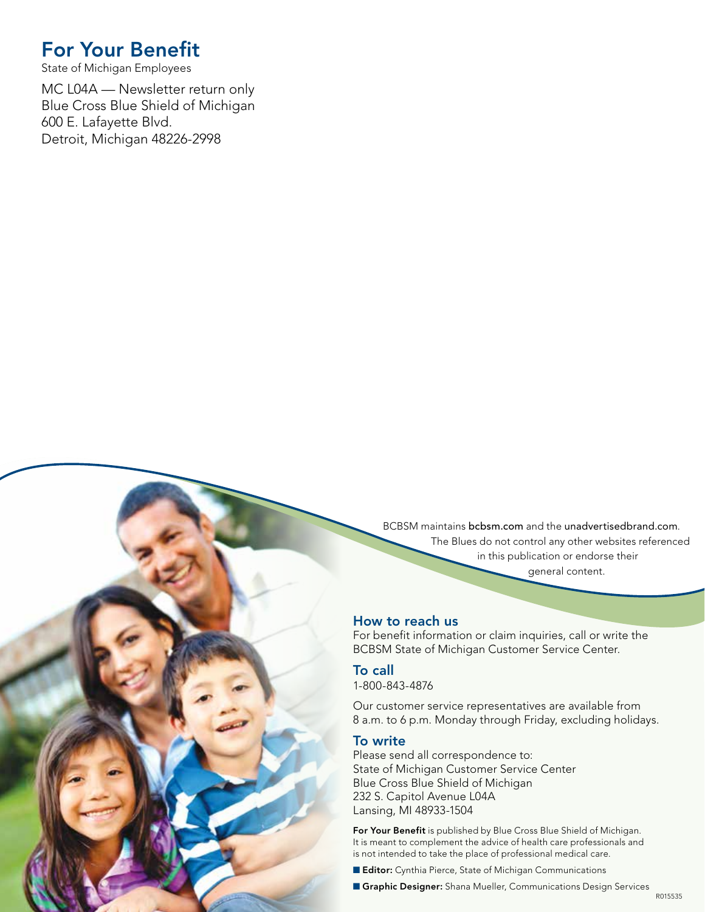# For Your Benefit

State of Michigan Employees

MC L04A — Newsletter return only
Blue Cross Blue Shield of Michigan
600 E. Lafayette Blvd.
Detroit, Michigan 48226-2998

BCBSM maintains **bcbsm.com** and the **unadvertisedbrand.com**. The Blues do not control any other websites referenced in this publication or endorse their general content.

## How to reach us

For benefit information or claim inquiries, call or write the BCBSM State of Michigan Customer Service Center.

## To call

1-800-843-4876

Our customer service representatives are available from 8 a.m. to 6 p.m. Monday through Friday, excluding holidays.

## To write

Please send all correspondence to:
State of Michigan Customer Service Center
Blue Cross Blue Shield of Michigan
232 S. Capitol Avenue L04A
Lansing, MI 48933-1504

**For Your Benefit** is published by Blue Cross Blue Shield of Michigan. It is meant to complement the advice of health care professionals and is not intended to take the place of professional medical care.

- **Editor:** Cynthia Pierce, State of Michigan Communications
- **Graphic Designer:** Shana Mueller, Communications Design Services

R015535